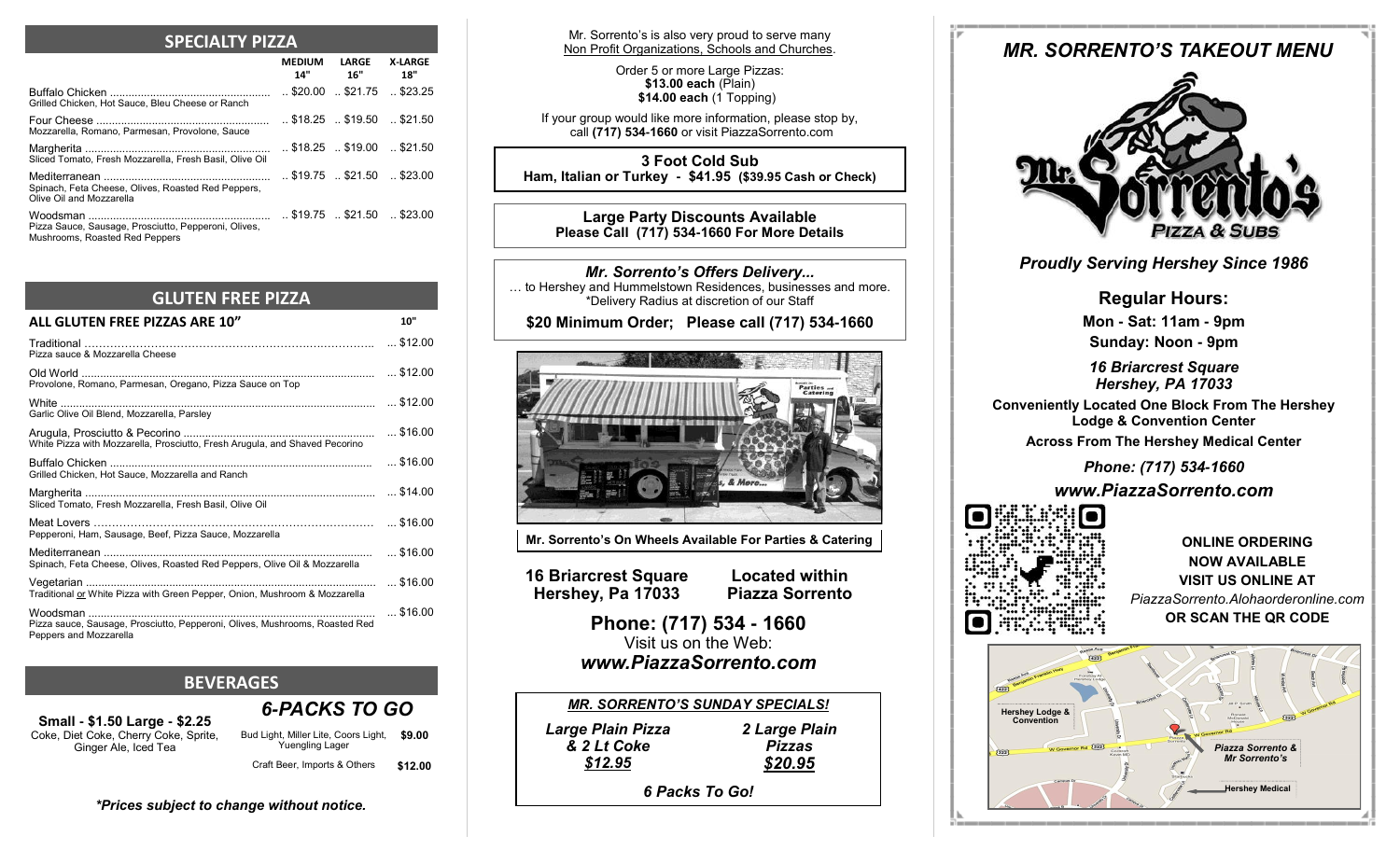## SPECIALTY PIZZA

| | MEDIUM 14" | LARGE 16" | X-LARGE 18" |
|---|---|---|---|
| Buffalo Chicken<br>Grilled Chicken, Hot Sauce, Bleu Cheese or Ranch | $20.00 | $21.75 | $23.25 |
| Four Cheese<br>Mozzarella, Romano, Parmesan, Provolone, Sauce | $18.25 | $19.50 | $21.50 |
| Margherita<br>Sliced Tomato, Fresh Mozzarella, Fresh Basil, Olive Oil | $18.25 | $19.00 | $21.50 |
| Mediterranean<br>Spinach, Feta Cheese, Olives, Roasted Red Peppers, Olive Oil and Mozzarella | $19.75 | $21.50 | $23.00 |
| Woodsman<br>Pizza Sauce, Sausage, Prosciutto, Pepperoni, Olives, Mushrooms, Roasted Red Peppers | $19.75 | $21.50 | $23.00 |

## GLUTEN FREE PIZZA

| ALL GLUTEN FREE PIZZAS ARE 10" | 10" |
|---|---|
| Traditional<br>Pizza sauce & Mozzarella Cheese | $12.00 |
| Old World<br>Provolone, Romano, Parmesan, Oregano, Pizza Sauce on Top | $12.00 |
| White<br>Garlic Olive Oil Blend, Mozzarella, Parsley | $12.00 |
| Arugula, Prosciutto & Pecorino<br>White Pizza with Mozzarella, Prosciutto, Fresh Arugula, and Shaved Pecorino | $16.00 |
| Buffalo Chicken<br>Grilled Chicken, Hot Sauce, Mozzarella and Ranch | $16.00 |
| Margherita<br>Sliced Tomato, Fresh Mozzarella, Fresh Basil, Olive Oil | $14.00 |
| Meat Lovers<br>Pepperoni, Ham, Sausage, Beef, Pizza Sauce, Mozzarella | $16.00 |
| Mediterranean<br>Spinach, Feta Cheese, Olives, Roasted Red Peppers, Olive Oil & Mozzarella | $16.00 |
| Vegetarian<br>Traditional or White Pizza with Green Pepper, Onion, Mushroom & Mozzarella | $16.00 |
| Woodsman<br>Pizza sauce, Sausage, Prosciutto, Pepperoni, Olives, Mushrooms, Roasted Red Peppers and Mozzarella | $16.00 |

## BEVERAGES

**Small - $1.50 Large - $2.25**
Coke, Diet Coke, Cherry Coke, Sprite, Ginger Ale, Iced Tea

### *6-PACKS TO GO*

| | |
|---|---|
| Bud Light, Miller Lite, Coors Light, Yuengling Lager | **$9.00** |
| Craft Beer, Imports & Others | **$12.00** |

***Prices subject to change without notice.***

Mr. Sorrento's is also very proud to serve many Non Profit Organizations, Schools and Churches.

Order 5 or more Large Pizzas:
**$13.00 each** (Plain)
**$14.00 each** (1 Topping)

If your group would like more information, please stop by, call **(717) 534-1660** or visit PiazzaSorrento.com

**3 Foot Cold Sub**
**Ham, Italian or Turkey - $41.95 ($39.95 Cash or Check)**

**Large Party Discounts Available**
**Please Call (717) 534-1660 For More Details**

***Mr. Sorrento's Offers Delivery...***
... to Hershey and Hummelstown Residences, businesses and more.
*Delivery Radius at discretion of our Staff

**$20 Minimum Order; Please call (717) 534-1660**

**Mr. Sorrento's On Wheels Available For Parties & Catering**

**16 Briarcrest Square**
**Hershey, Pa 17033**

**Located within**
**Piazza Sorrento**

**Phone: (717) 534 - 1660**
Visit us on the Web:
***www.PiazzaSorrento.com***

***MR. SORRENTO'S SUNDAY SPECIALS!***

| | |
|---|---|
| ***Large Plain Pizza & 2 Lt Coke*** ***$12.95*** | ***2 Large Plain Pizzas*** ***$20.95*** |

***6 Packs To Go!***

# *MR. SORRENTO'S TAKEOUT MENU*

Mr. Sorrento's
Pizza & Subs

***Proudly Serving Hershey Since 1986***

## Regular Hours:

**Mon - Sat: 11am - 9pm**
**Sunday: Noon - 9pm**

***16 Briarcrest Square***
***Hershey, PA 17033***

**Conveniently Located One Block From The Hershey Lodge & Convention Center**

**Across From The Hershey Medical Center**

***Phone: (717) 534-1660***

***www.PiazzaSorrento.com***

**ONLINE ORDERING**
**NOW AVAILABLE**
**VISIT US ONLINE AT**
*PiazzaSorrento.Alohaorderonline.com*
**OR SCAN THE QR CODE**

Hershey Lodge & Convention
Piazza Sorrento & Mr Sorrento's
Hershey Medical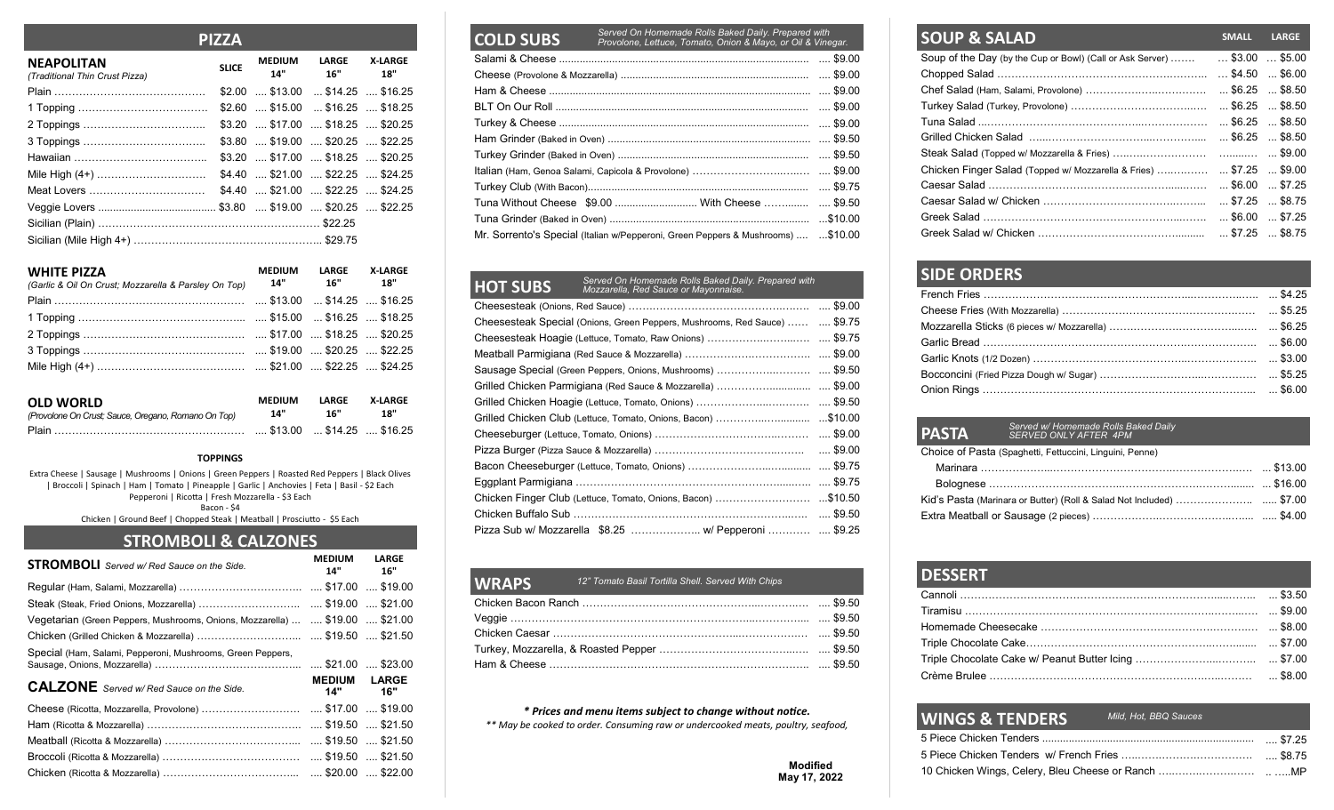## PIZZA

| NEAPOLITAN *(Traditional Thin Crust Pizza)* | SLICE | MEDIUM 14" | LARGE 16" | X-LARGE 18" |
| --- | --- | --- | --- | --- |
| Plain | $2.00 | $13.00 | $14.25 | $16.25 |
| 1 Topping | $2.60 | $15.00 | $16.25 | $18.25 |
| 2 Toppings | $3.20 | $17.00 | $18.25 | $20.25 |
| 3 Toppings | $3.80 | $19.00 | $20.25 | $22.25 |
| Hawaiian | $3.20 | $17.00 | $18.25 | $20.25 |
| Mile High (4+) | $4.40 | $21.00 | $22.25 | $24.25 |
| Meat Lovers | $4.40 | $21.00 | $22.25 | $24.25 |
| Veggie Lovers | $3.80 | $19.00 | $20.25 | $22.25 |
| Sicilian (Plain) | | | $22.25 | |
| Sicilian (Mile High 4+) | | | $29.75 | |

| WHITE PIZZA *(Garlic & Oil On Crust; Mozzarella & Parsley On Top)* | MEDIUM 14" | LARGE 16" | X-LARGE 18" |
| --- | --- | --- | --- |
| Plain | $13.00 | $14.25 | $16.25 |
| 1 Topping | $15.00 | $16.25 | $18.25 |
| 2 Toppings | $17.00 | $18.25 | $20.25 |
| 3 Toppings | $19.00 | $20.25 | $22.25 |
| Mile High (4+) | $21.00 | $22.25 | $24.25 |

| OLD WORLD *(Provolone On Crust; Sauce, Oregano, Romano On Top)* | MEDIUM 14" | LARGE 16" | X-LARGE 18" |
| --- | --- | --- | --- |
| Plain | $13.00 | $14.25 | $16.25 |

### TOPPINGS

Extra Cheese | Sausage | Mushrooms | Onions | Green Peppers | Roasted Red Peppers | Black Olives | Broccoli | Spinach | Ham | Tomato | Pineapple | Garlic | Anchovies | Feta | Basil - $2 Each
Pepperoni | Ricotta | Fresh Mozzarella - $3 Each
Bacon - $4
Chicken | Ground Beef | Chopped Steak | Meatball | Prosciutto - $5 Each

## STROMBOLI & CALZONES

| STROMBOLI *Served w/ Red Sauce on the Side.* | MEDIUM 14" | LARGE 16" |
| --- | --- | --- |
| Regular (Ham, Salami, Mozzarella) | $17.00 | $19.00 |
| Steak (Steak, Fried Onions, Mozzarella) | $19.00 | $21.00 |
| Vegetarian (Green Peppers, Mushrooms, Onions, Mozzarella) | $19.00 | $21.00 |
| Chicken (Grilled Chicken & Mozzarella) | $19.50 | $21.50 |
| Special (Ham, Salami, Pepperoni, Mushrooms, Green Peppers, Sausage, Onions, Mozzarella) | $21.00 | $23.00 |

| CALZONE *Served w/ Red Sauce on the Side.* | MEDIUM 14" | LARGE 16" |
| --- | --- | --- |
| Cheese (Ricotta, Mozzarella, Provolone) | $17.00 | $19.00 |
| Ham (Ricotta & Mozzarella) | $19.50 | $21.50 |
| Meatball (Ricotta & Mozzarella) | $19.50 | $21.50 |
| Broccoli (Ricotta & Mozzarella) | $19.50 | $21.50 |
| Chicken (Ricotta & Mozzarella) | $20.00 | $22.00 |

## COLD SUBS

*Served On Homemade Rolls Baked Daily. Prepared with Provolone, Lettuce, Tomato, Onion & Mayo, or Oil & Vinegar.*

| | |
| --- | --- |
| Salami & Cheese | $9.00 |
| Cheese (Provolone & Mozzarella) | $9.00 |
| Ham & Cheese | $9.00 |
| BLT On Our Roll | $9.00 |
| Turkey & Cheese | $9.00 |
| Ham Grinder (Baked in Oven) | $9.50 |
| Turkey Grinder (Baked in Oven) | $9.50 |
| Italian (Ham, Genoa Salami, Capicola & Provolone) | $9.00 |
| Turkey Club (With Bacon) | $9.75 |
| Tuna Without Cheese $9.00 ... With Cheese | $9.50 |
| Tuna Grinder (Baked in Oven) | $10.00 |
| Mr. Sorrento's Special (Italian w/Pepperoni, Green Peppers & Mushrooms) | $10.00 |

## HOT SUBS

*Served On Homemade Rolls Baked Daily. Prepared with Mozzarella, Red Sauce or Mayonnaise.*

| | |
| --- | --- |
| Cheesesteak (Onions, Red Sauce) | $9.00 |
| Cheesesteak Special (Onions, Green Peppers, Mushrooms, Red Sauce) | $9.75 |
| Cheesesteak Hoagie (Lettuce, Tomato, Raw Onions) | $9.75 |
| Meatball Parmigiana (Red Sauce & Mozzarella) | $9.00 |
| Sausage Special (Green Peppers, Onions, Mushrooms) | $9.50 |
| Grilled Chicken Parmigiana (Red Sauce & Mozzarella) | $9.00 |
| Grilled Chicken Hoagie (Lettuce, Tomato, Onions) | $9.50 |
| Grilled Chicken Club (Lettuce, Tomato, Onions, Bacon) | $10.00 |
| Cheeseburger (Lettuce, Tomato, Onions) | $9.00 |
| Pizza Burger (Pizza Sauce & Mozzarella) | $9.00 |
| Bacon Cheeseburger (Lettuce, Tomato, Onions) | $9.75 |
| Eggplant Parmigiana | $9.75 |
| Chicken Finger Club (Lettuce, Tomato, Onions, Bacon) | $10.50 |
| Chicken Buffalo Sub | $9.50 |
| Pizza Sub w/ Mozzarella $8.25 ... w/ Pepperoni | $9.25 |

## WRAPS

*12" Tomato Basil Tortilla Shell. Served With Chips*

| | |
| --- | --- |
| Chicken Bacon Ranch | $9.50 |
| Veggie | $9.50 |
| Chicken Caesar | $9.50 |
| Turkey, Mozzarella, & Roasted Pepper | $9.50 |
| Ham & Cheese | $9.50 |

***\* Prices and menu items subject to change without notice.***

*** May be cooked to order. Consuming raw or undercooked meats, poultry, seafood,*

## SOUP & SALAD

| | SMALL | LARGE |
| --- | --- | --- |
| Soup of the Day (by the Cup or Bowl) (Call or Ask Server) | $3.00 | $5.00 |
| Chopped Salad | $4.50 | $6.00 |
| Chef Salad (Ham, Salami, Provolone) | $6.25 | $8.50 |
| Turkey Salad (Turkey, Provolone) | $6.25 | $8.50 |
| Tuna Salad | $6.25 | $8.50 |
| Grilled Chicken Salad | $6.25 | $8.50 |
| Steak Salad (Topped w/ Mozzarella & Fries) | | $9.00 |
| Chicken Finger Salad (Topped w/ Mozzarella & Fries) | $7.25 | $9.00 |
| Caesar Salad | $6.00 | $7.25 |
| Caesar Salad w/ Chicken | $7.25 | $8.75 |
| Greek Salad | $6.00 | $7.25 |
| Greek Salad w/ Chicken | $7.25 | $8.75 |

## SIDE ORDERS

| | |
| --- | --- |
| French Fries | $4.25 |
| Cheese Fries (With Mozzarella) | $5.25 |
| Mozzarella Sticks (6 pieces w/ Mozzarella) | $6.25 |
| Garlic Bread | $6.00 |
| Garlic Knots (1/2 Dozen) | $3.00 |
| Bocconcini (Fried Pizza Dough w/ Sugar) | $5.25 |
| Onion Rings | $6.00 |

## PASTA

*Served w/ Homemade Rolls Baked Daily*
*SERVED ONLY AFTER 4PM*

| | |
| --- | --- |
| Choice of Pasta (Spaghetti, Fettuccini, Linguini, Penne) | |
| Marinara | $13.00 |
| Bolognese | $16.00 |
| Kid's Pasta (Marinara or Butter) (Roll & Salad Not Included) | $7.00 |
| Extra Meatball or Sausage (2 pieces) | $4.00 |

## DESSERT

| | |
| --- | --- |
| Cannoli | $3.50 |
| Tiramisu | $9.00 |
| Homemade Cheesecake | $8.00 |
| Triple Chocolate Cake | $7.00 |
| Triple Chocolate Cake w/ Peanut Butter Icing | $7.00 |
| Crème Brulee | $8.00 |

## WINGS & TENDERS

*Mild, Hot, BBQ Sauces*

| | |
| --- | --- |
| 5 Piece Chicken Tenders | $7.25 |
| 5 Piece Chicken Tenders w/ French Fries | $8.75 |
| 10 Chicken Wings, Celery, Bleu Cheese or Ranch | MP |

**Modified**
**May 17, 2022**